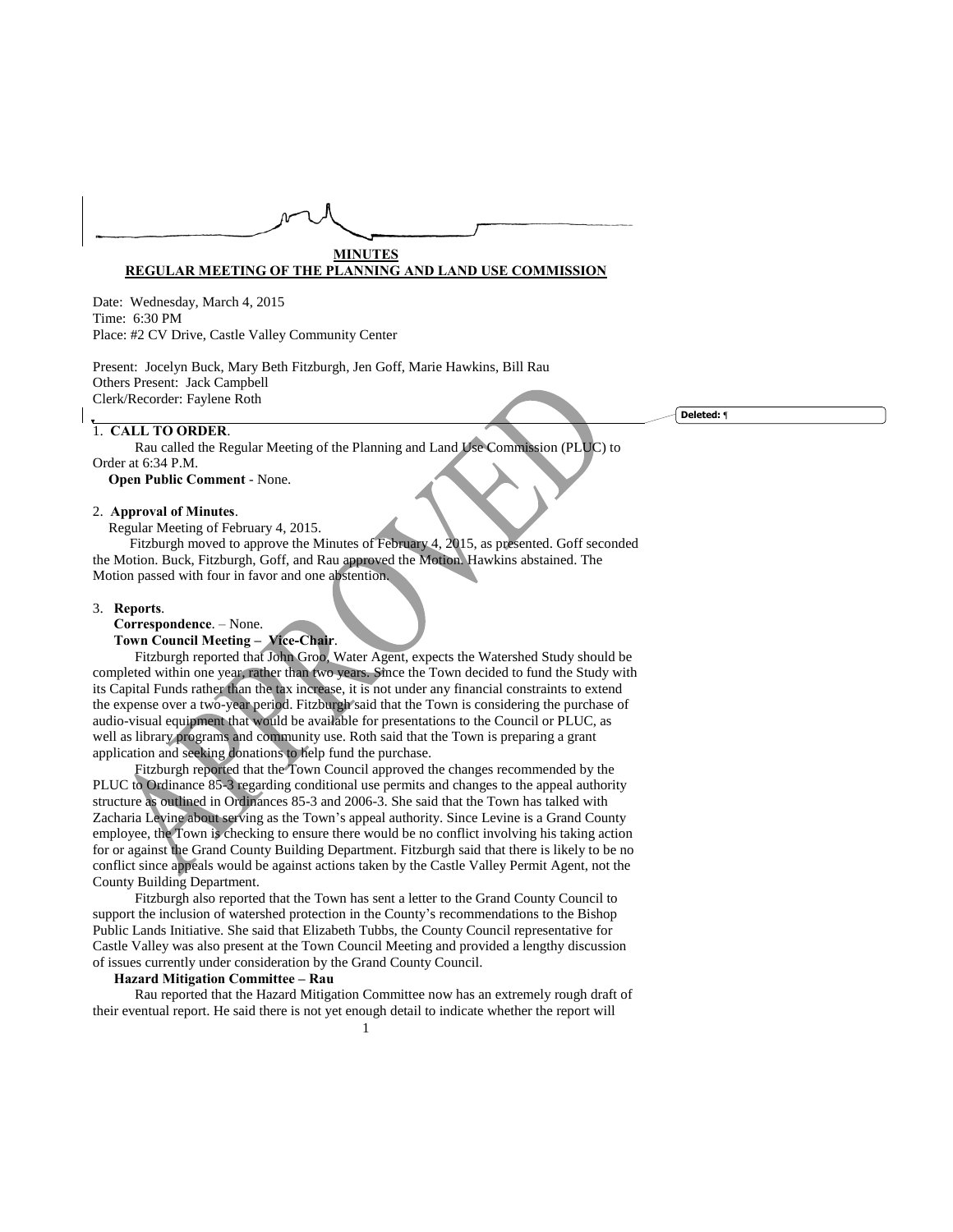**MINUTES**

**REGULAR MEETING OF THE PLANNING AND LAND USE COMMISSION**

Date: Wednesday, March 4, 2015
Time: 6:30 PM
Place: #2 CV Drive, Castle Valley Community Center

Present: Jocelyn Buck, Mary Beth Fitzburgh, Jen Goff, Marie Hawkins, Bill Rau
Others Present: Jack Campbell
Clerk/Recorder: Faylene Roth

1. **CALL TO ORDER**.

Rau called the Regular Meeting of the Planning and Land Use Commission (PLUC) to Order at 6:34 P.M.

**Open Public Comment** - None.

2. **Approval of Minutes**.

Regular Meeting of February 4, 2015.

Fitzburgh moved to approve the Minutes of February 4, 2015, as presented. Goff seconded the Motion. Buck, Fitzburgh, Goff, and Rau approved the Motion. Hawkins abstained. The Motion passed with four in favor and one abstention.

3. **Reports**.

**Correspondence**. – None.

**Town Council Meeting – Vice-Chair**.

Fitzburgh reported that John Groo, Water Agent, expects the Watershed Study should be completed within one year, rather than two years. Since the Town decided to fund the Study with its Capital Funds rather than the tax increase, it is not under any financial constraints to extend the expense over a two-year period. Fitzburgh said that the Town is considering the purchase of audio-visual equipment that would be available for presentations to the Council or PLUC, as well as library programs and community use. Roth said that the Town is preparing a grant application and seeking donations to help fund the purchase.

Fitzburgh reported that the Town Council approved the changes recommended by the PLUC to Ordinance 85-3 regarding conditional use permits and changes to the appeal authority structure as outlined in Ordinances 85-3 and 2006-3. She said that the Town has talked with Zacharia Levine about serving as the Town's appeal authority. Since Levine is a Grand County employee, the Town is checking to ensure there would be no conflict involving his taking action for or against the Grand County Building Department. Fitzburgh said that there is likely to be no conflict since appeals would be against actions taken by the Castle Valley Permit Agent, not the County Building Department.

Fitzburgh also reported that the Town has sent a letter to the Grand County Council to support the inclusion of watershed protection in the County's recommendations to the Bishop Public Lands Initiative. She said that Elizabeth Tubbs, the County Council representative for Castle Valley was also present at the Town Council Meeting and provided a lengthy discussion of issues currently under consideration by the Grand County Council.

**Hazard Mitigation Committee – Rau**

Rau reported that the Hazard Mitigation Committee now has an extremely rough draft of their eventual report. He said there is not yet enough detail to indicate whether the report will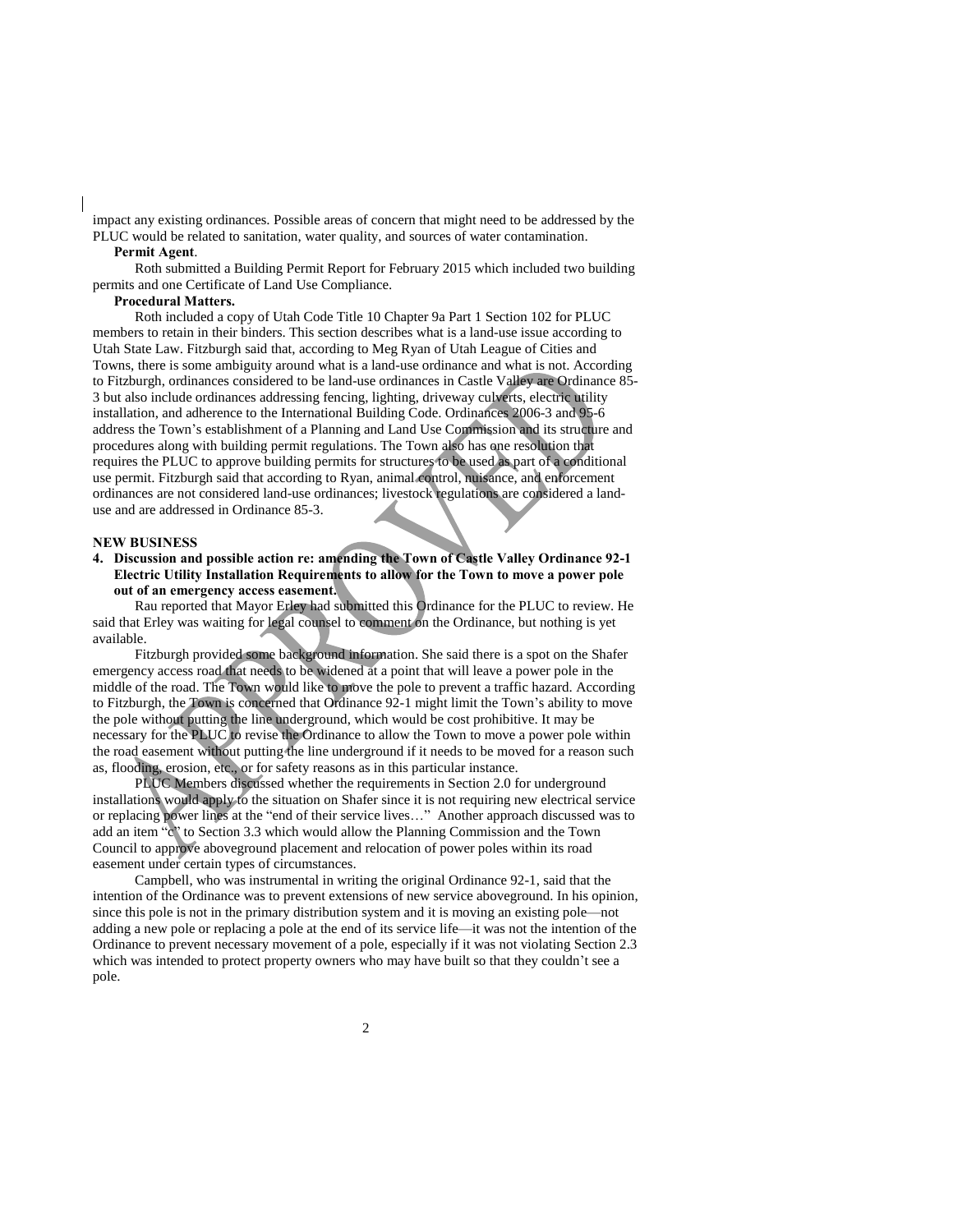impact any existing ordinances. Possible areas of concern that might need to be addressed by the PLUC would be related to sanitation, water quality, and sources of water contamination.

**Permit Agent**.

Roth submitted a Building Permit Report for February 2015 which included two building permits and one Certificate of Land Use Compliance.

**Procedural Matters.**

Roth included a copy of Utah Code Title 10 Chapter 9a Part 1 Section 102 for PLUC members to retain in their binders. This section describes what is a land-use issue according to Utah State Law. Fitzburgh said that, according to Meg Ryan of Utah League of Cities and Towns, there is some ambiguity around what is a land-use ordinance and what is not. According to Fitzburgh, ordinances considered to be land-use ordinances in Castle Valley are Ordinance 85-3 but also include ordinances addressing fencing, lighting, driveway culverts, electric utility installation, and adherence to the International Building Code. Ordinances 2006-3 and 95-6 address the Town's establishment of a Planning and Land Use Commission and its structure and procedures along with building permit regulations. The Town also has one resolution that requires the PLUC to approve building permits for structures to be used as part of a conditional use permit. Fitzburgh said that according to Ryan, animal control, nuisance, and enforcement ordinances are not considered land-use ordinances; livestock regulations are considered a land-use and are addressed in Ordinance 85-3.

**NEW BUSINESS**

4. **Discussion and possible action re: amending the Town of Castle Valley Ordinance 92-1 Electric Utility Installation Requirements to allow for the Town to move a power pole out of an emergency access easement.**

Rau reported that Mayor Erley had submitted this Ordinance for the PLUC to review. He said that Erley was waiting for legal counsel to comment on the Ordinance, but nothing is yet available.

Fitzburgh provided some background information. She said there is a spot on the Shafer emergency access road that needs to be widened at a point that will leave a power pole in the middle of the road. The Town would like to move the pole to prevent a traffic hazard. According to Fitzburgh, the Town is concerned that Ordinance 92-1 might limit the Town's ability to move the pole without putting the line underground, which would be cost prohibitive. It may be necessary for the PLUC to revise the Ordinance to allow the Town to move a power pole within the road easement without putting the line underground if it needs to be moved for a reason such as, flooding, erosion, etc., or for safety reasons as in this particular instance.

PLUC Members discussed whether the requirements in Section 2.0 for underground installations would apply to the situation on Shafer since it is not requiring new electrical service or replacing power lines at the "end of their service lives…" Another approach discussed was to add an item "c" to Section 3.3 which would allow the Planning Commission and the Town Council to approve aboveground placement and relocation of power poles within its road easement under certain types of circumstances.

Campbell, who was instrumental in writing the original Ordinance 92-1, said that the intention of the Ordinance was to prevent extensions of new service aboveground. In his opinion, since this pole is not in the primary distribution system and it is moving an existing pole—not adding a new pole or replacing a pole at the end of its service life—it was not the intention of the Ordinance to prevent necessary movement of a pole, especially if it was not violating Section 2.3 which was intended to protect property owners who may have built so that they couldn't see a pole.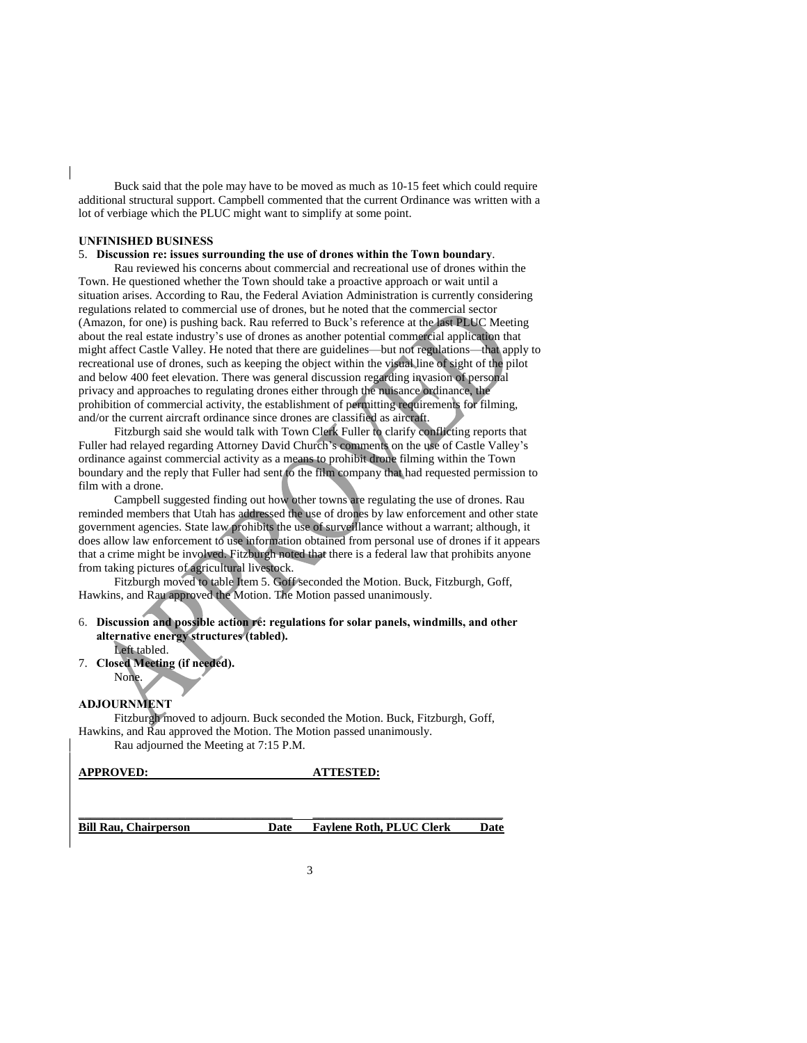Buck said that the pole may have to be moved as much as 10-15 feet which could require additional structural support. Campbell commented that the current Ordinance was written with a lot of verbiage which the PLUC might want to simplify at some point.

**UNFINISHED BUSINESS**

5. **Discussion re: issues surrounding the use of drones within the Town boundary**.

Rau reviewed his concerns about commercial and recreational use of drones within the Town. He questioned whether the Town should take a proactive approach or wait until a situation arises. According to Rau, the Federal Aviation Administration is currently considering regulations related to commercial use of drones, but he noted that the commercial sector (Amazon, for one) is pushing back. Rau referred to Buck's reference at the last PLUC Meeting about the real estate industry's use of drones as another potential commercial application that might affect Castle Valley. He noted that there are guidelines—but not regulations—that apply to recreational use of drones, such as keeping the object within the visual line of sight of the pilot and below 400 feet elevation. There was general discussion regarding invasion of personal privacy and approaches to regulating drones either through the nuisance ordinance, the prohibition of commercial activity, the establishment of permitting requirements for filming, and/or the current aircraft ordinance since drones are classified as aircraft.

Fitzburgh said she would talk with Town Clerk Fuller to clarify conflicting reports that Fuller had relayed regarding Attorney David Church's comments on the use of Castle Valley's ordinance against commercial activity as a means to prohibit drone filming within the Town boundary and the reply that Fuller had sent to the film company that had requested permission to film with a drone.

Campbell suggested finding out how other towns are regulating the use of drones. Rau reminded members that Utah has addressed the use of drones by law enforcement and other state government agencies. State law prohibits the use of surveillance without a warrant; although, it does allow law enforcement to use information obtained from personal use of drones if it appears that a crime might be involved. Fitzburgh noted that there is a federal law that prohibits anyone from taking pictures of agricultural livestock.

Fitzburgh moved to table Item 5. Goff seconded the Motion. Buck, Fitzburgh, Goff, Hawkins, and Rau approved the Motion. The Motion passed unanimously.

6. **Discussion and possible action re: regulations for solar panels, windmills, and other alternative energy structures (tabled).**

Left tabled.

7. **Closed Meeting (if needed).**

None.

**ADJOURNMENT**

Fitzburgh moved to adjourn. Buck seconded the Motion. Buck, Fitzburgh, Goff, Hawkins, and Rau approved the Motion. The Motion passed unanimously.

Rau adjourned the Meeting at 7:15 P.M.

**APPROVED:** **ATTESTED:**

_______________________________ _______________________________

**Bill Rau, Chairperson Date** **Faylene Roth, PLUC Clerk Date**